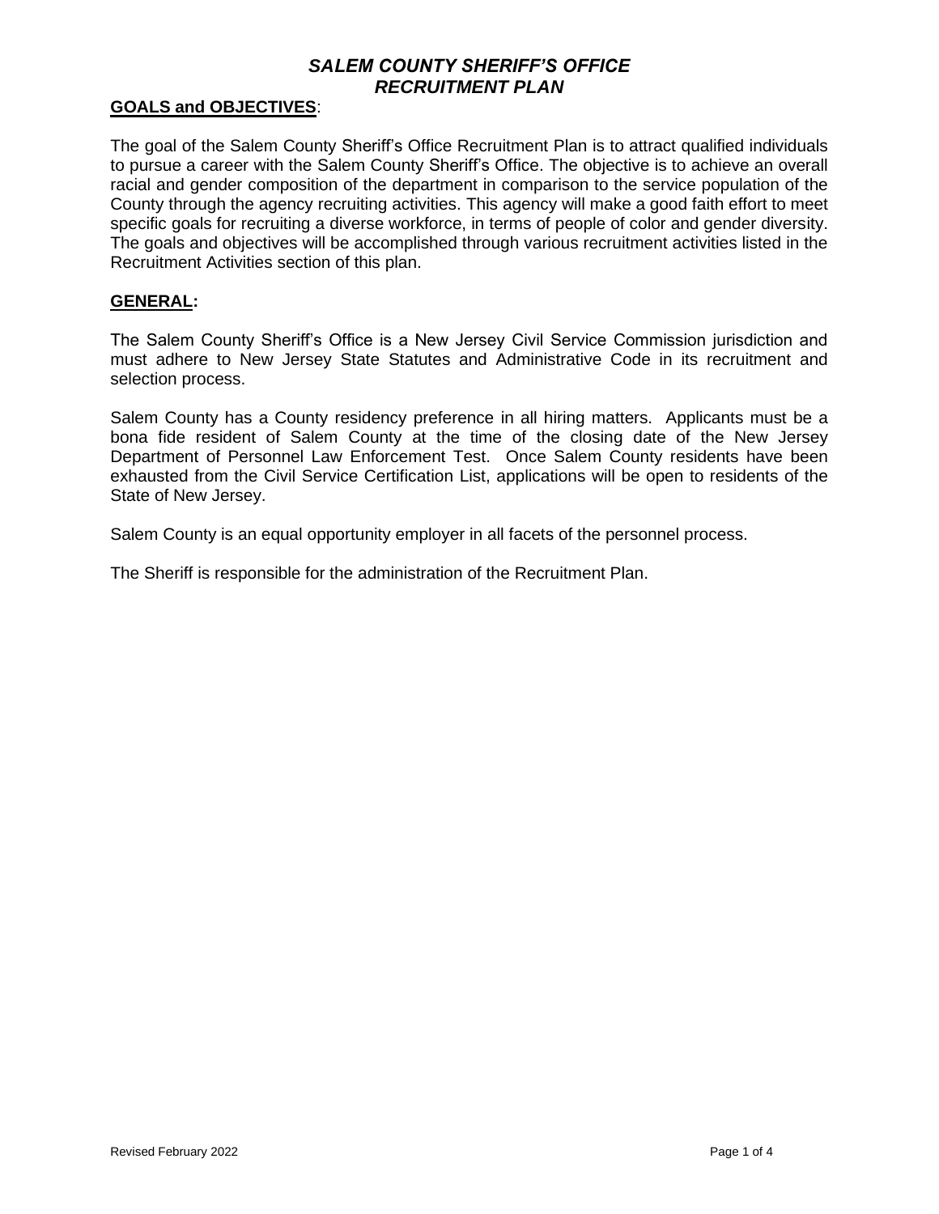# *SALEM COUNTY SHERIFF'S OFFICE RECRUITMENT PLAN*

**GOALS and OBJECTIVES**:

The goal of the Salem County Sheriff's Office Recruitment Plan is to attract qualified individuals to pursue a career with the Salem County Sheriff's Office. The objective is to achieve an overall racial and gender composition of the department in comparison to the service population of the County through the agency recruiting activities. This agency will make a good faith effort to meet specific goals for recruiting a diverse workforce, in terms of people of color and gender diversity. The goals and objectives will be accomplished through various recruitment activities listed in the Recruitment Activities section of this plan.

**GENERAL:**

The Salem County Sheriff's Office is a New Jersey Civil Service Commission jurisdiction and must adhere to New Jersey State Statutes and Administrative Code in its recruitment and selection process.

Salem County has a County residency preference in all hiring matters. Applicants must be a bona fide resident of Salem County at the time of the closing date of the New Jersey Department of Personnel Law Enforcement Test. Once Salem County residents have been exhausted from the Civil Service Certification List, applications will be open to residents of the State of New Jersey.

Salem County is an equal opportunity employer in all facets of the personnel process.

The Sheriff is responsible for the administration of the Recruitment Plan.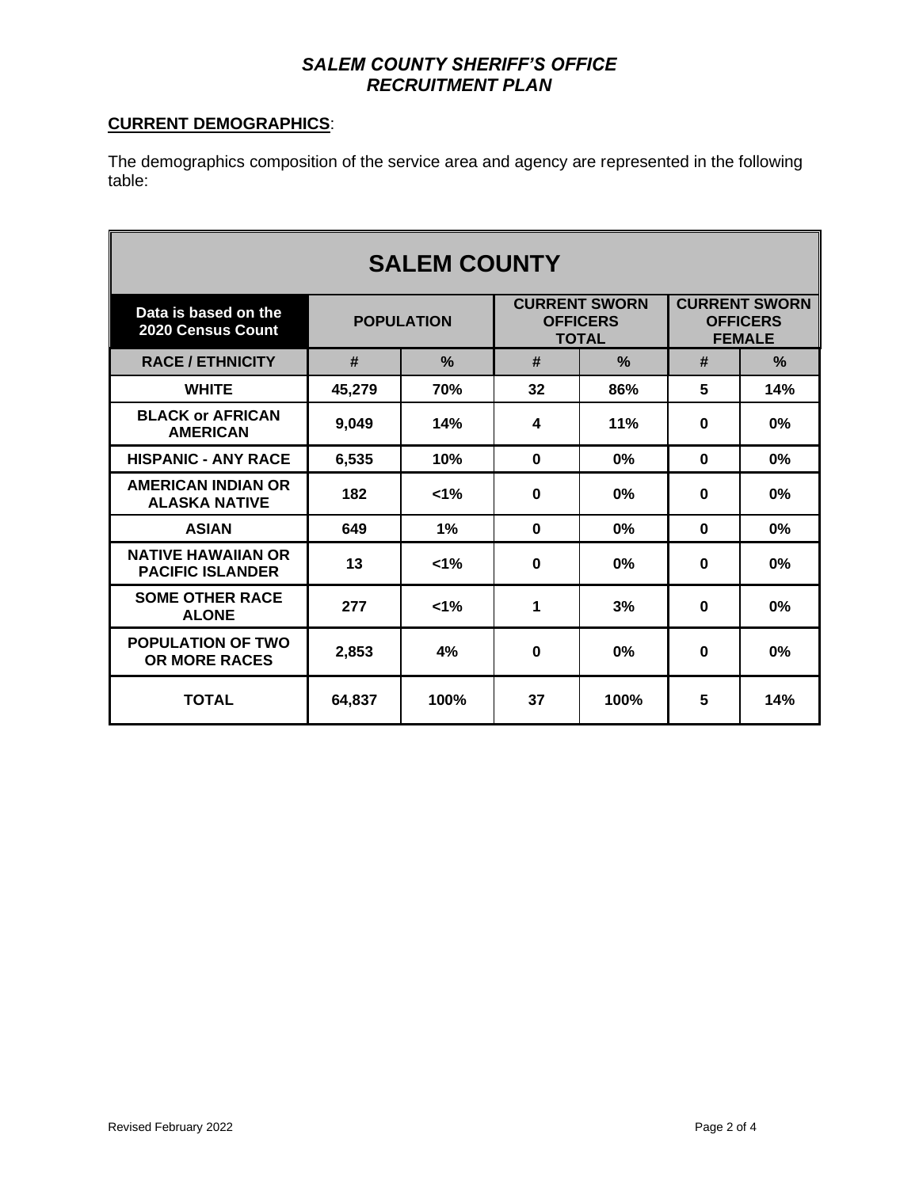# *SALEM COUNTY SHERIFF'S OFFICE*
# *RECRUITMENT PLAN*

**CURRENT DEMOGRAPHICS**:

The demographics composition of the service area and agency are represented in the following table:

| **SALEM COUNTY** | | | | | | |
|---|---|---|---|---|---|---|
| **Data is based on the 2020 Census Count** | **POPULATION** | | **CURRENT SWORN OFFICERS TOTAL** | | **CURRENT SWORN OFFICERS FEMALE** | |
| **RACE / ETHNICITY** | **#** | **%** | **#** | **%** | **#** | **%** |
| **WHITE** | **45,279** | **70%** | **32** | **86%** | **5** | **14%** |
| **BLACK or AFRICAN AMERICAN** | **9,049** | **14%** | **4** | **11%** | **0** | **0%** |
| **HISPANIC - ANY RACE** | **6,535** | **10%** | **0** | **0%** | **0** | **0%** |
| **AMERICAN INDIAN OR ALASKA NATIVE** | **182** | **<1%** | **0** | **0%** | **0** | **0%** |
| **ASIAN** | **649** | **1%** | **0** | **0%** | **0** | **0%** |
| **NATIVE HAWAIIAN OR PACIFIC ISLANDER** | **13** | **<1%** | **0** | **0%** | **0** | **0%** |
| **SOME OTHER RACE ALONE** | **277** | **<1%** | **1** | **3%** | **0** | **0%** |
| **POPULATION OF TWO OR MORE RACES** | **2,853** | **4%** | **0** | **0%** | **0** | **0%** |
| **TOTAL** | **64,837** | **100%** | **37** | **100%** | **5** | **14%** |

Revised February 2022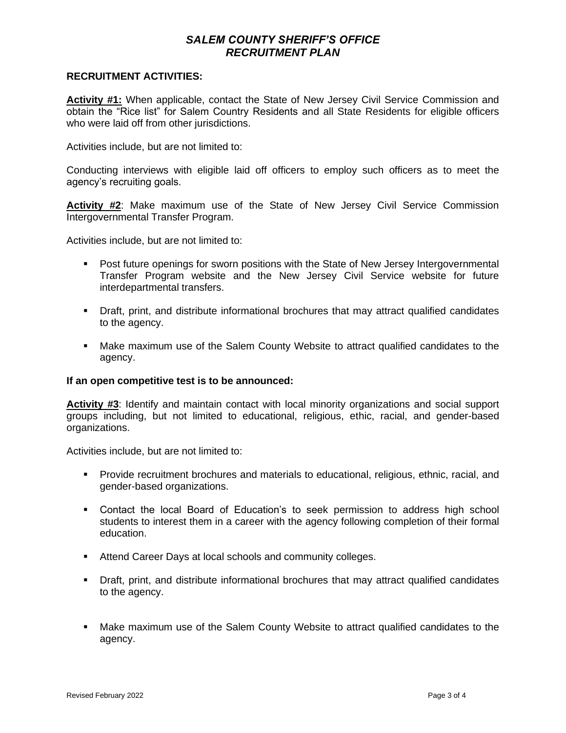# *SALEM COUNTY SHERIFF'S OFFICE*
# *RECRUITMENT PLAN*

**RECRUITMENT ACTIVITIES:**

**Activity #1:** When applicable, contact the State of New Jersey Civil Service Commission and obtain the "Rice list" for Salem Country Residents and all State Residents for eligible officers who were laid off from other jurisdictions.

Activities include, but are not limited to:

Conducting interviews with eligible laid off officers to employ such officers as to meet the agency's recruiting goals.

**Activity #2**: Make maximum use of the State of New Jersey Civil Service Commission Intergovernmental Transfer Program.

Activities include, but are not limited to:

- Post future openings for sworn positions with the State of New Jersey Intergovernmental Transfer Program website and the New Jersey Civil Service website for future interdepartmental transfers.
- Draft, print, and distribute informational brochures that may attract qualified candidates to the agency.
- Make maximum use of the Salem County Website to attract qualified candidates to the agency.

**If an open competitive test is to be announced:**

**Activity #3**: Identify and maintain contact with local minority organizations and social support groups including, but not limited to educational, religious, ethic, racial, and gender-based organizations.

Activities include, but are not limited to:

- Provide recruitment brochures and materials to educational, religious, ethnic, racial, and gender-based organizations.
- Contact the local Board of Education's to seek permission to address high school students to interest them in a career with the agency following completion of their formal education.
- Attend Career Days at local schools and community colleges.
- Draft, print, and distribute informational brochures that may attract qualified candidates to the agency.
- Make maximum use of the Salem County Website to attract qualified candidates to the agency.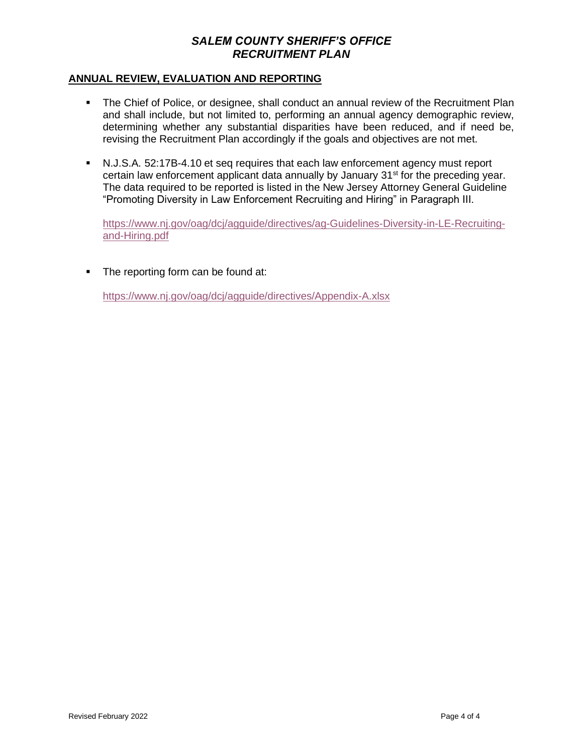## ANNUAL REVIEW, EVALUATION AND REPORTING

- The Chief of Police, or designee, shall conduct an annual review of the Recruitment Plan and shall include, but not limited to, performing an annual agency demographic review, determining whether any substantial disparities have been reduced, and if need be, revising the Recruitment Plan accordingly if the goals and objectives are not met.

- N.J.S.A. 52:17B-4.10 et seq requires that each law enforcement agency must report certain law enforcement applicant data annually by January 31st for the preceding year. The data required to be reported is listed in the New Jersey Attorney General Guideline "Promoting Diversity in Law Enforcement Recruiting and Hiring" in Paragraph III.

  https://www.nj.gov/oag/dcj/agguide/directives/ag-Guidelines-Diversity-in-LE-Recruiting-and-Hiring.pdf

- The reporting form can be found at:

  https://www.nj.gov/oag/dcj/agguide/directives/Appendix-A.xlsx